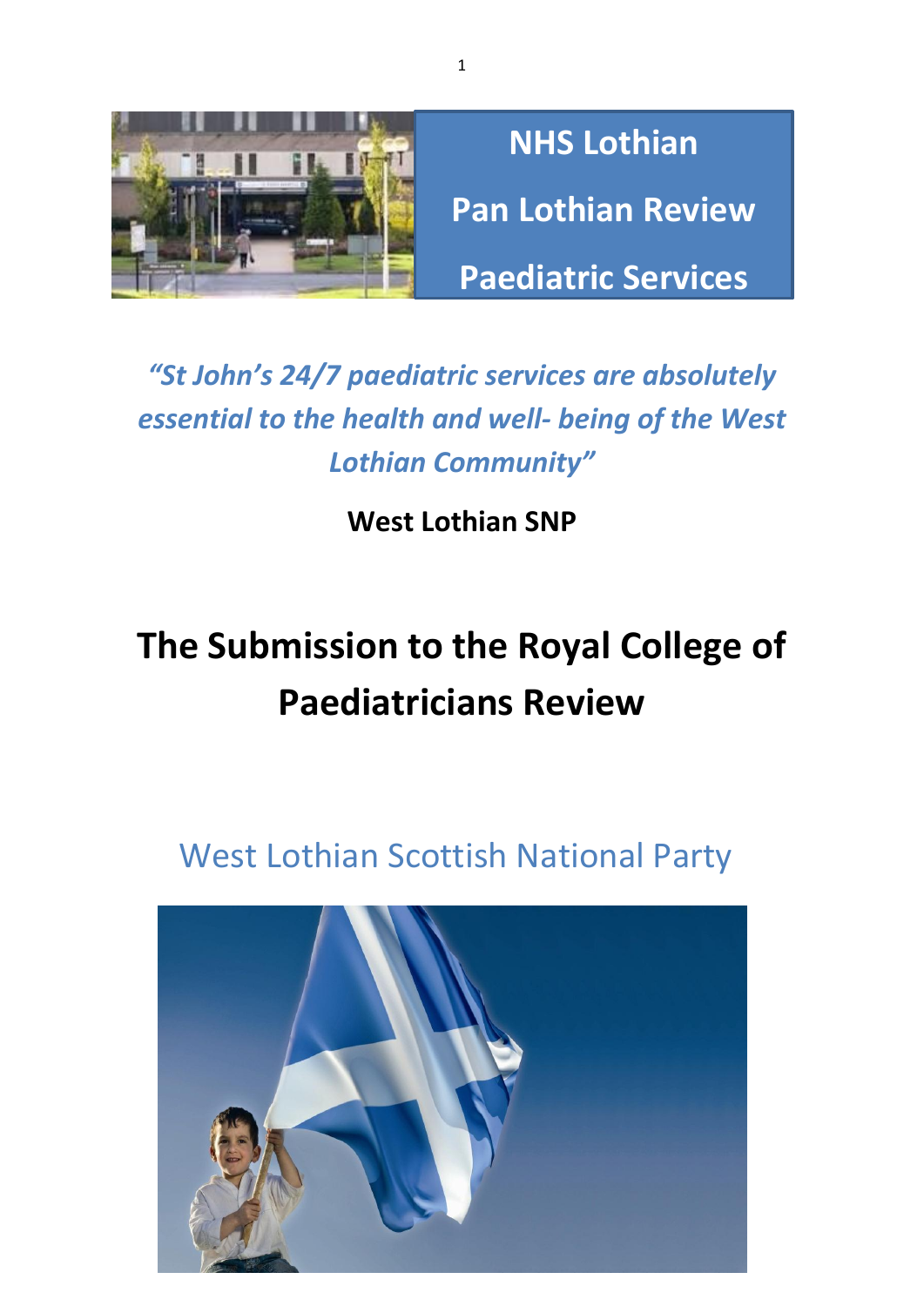**NHS Lothian**

**Pan Lothian Review**

**Paediatric Services**

*"St John's 24/7 paediatric services are absolutely essential to the health and well- being of the West Lothian Community"*

**West Lothian SNP**

# The Submission to the Royal College of Paediatricians Review

## West Lothian Scottish National Party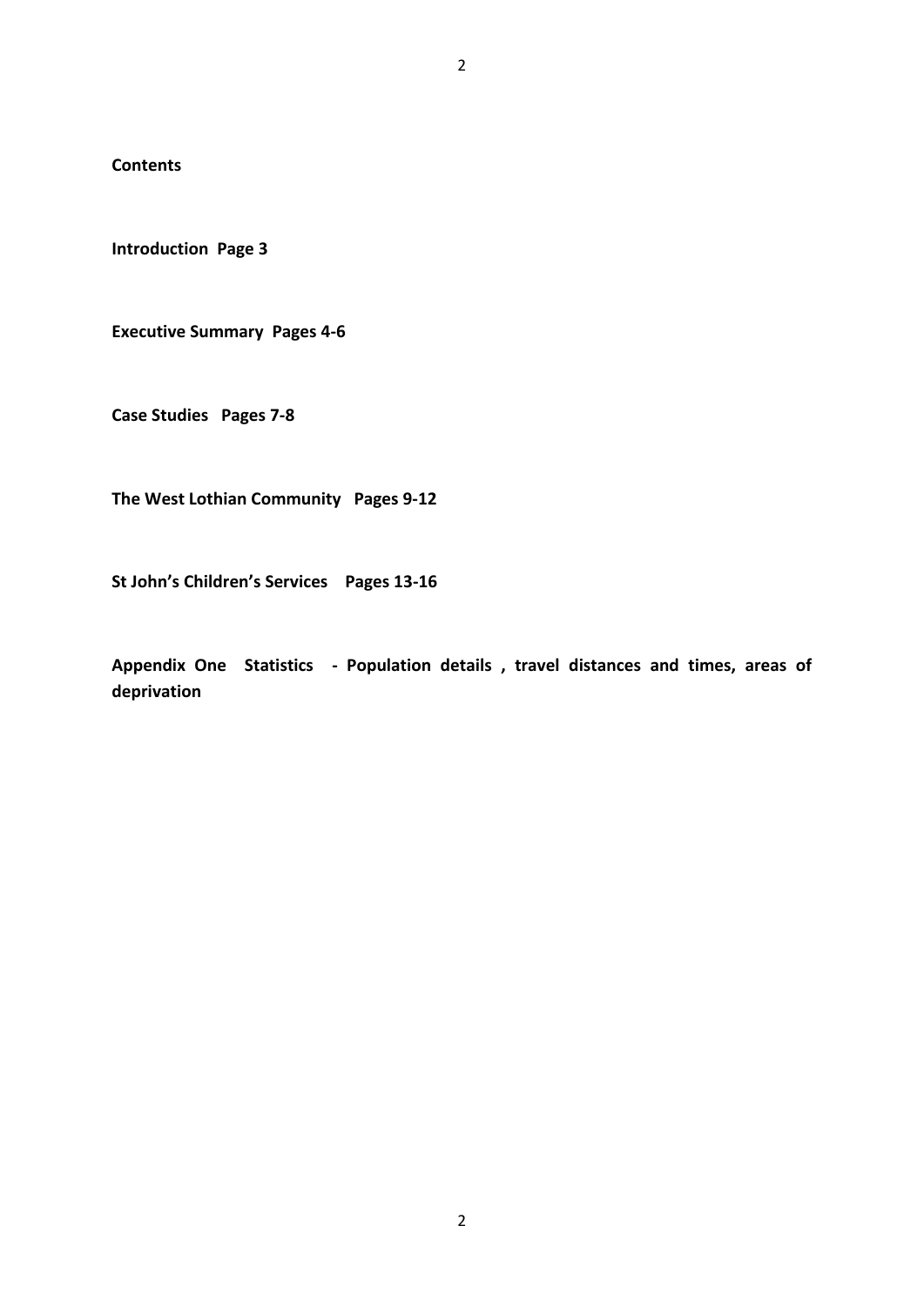**Contents**

**Introduction Page 3**

**Executive Summary Pages 4-6**

**Case Studies Pages 7-8**

**The West Lothian Community Pages 9-12**

**St John's Children's Services Pages 13-16**

**Appendix One Statistics - Population details , travel distances and times, areas of deprivation**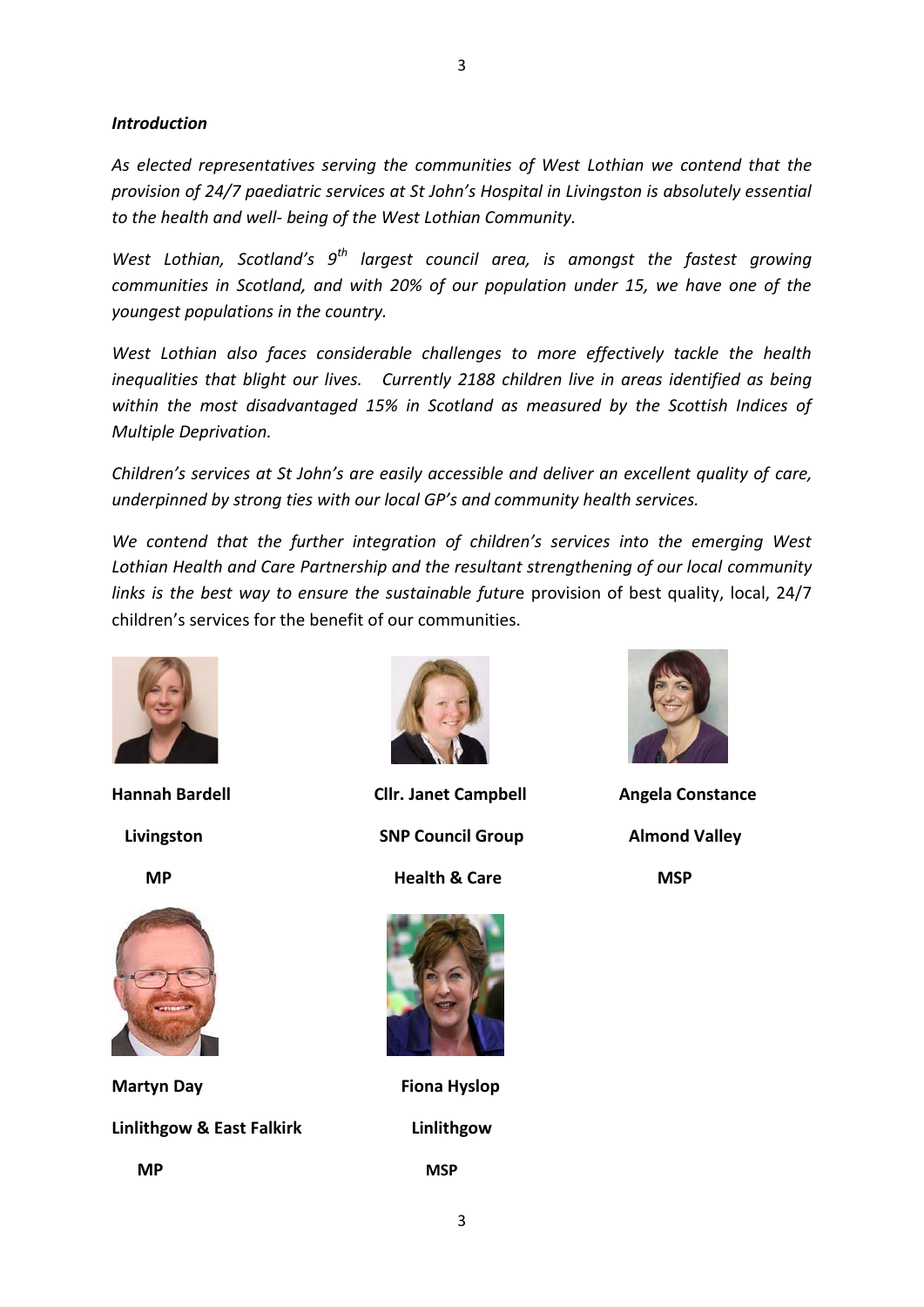***Introduction***

*As elected representatives serving the communities of West Lothian we contend that the provision of 24/7 paediatric services at St John's Hospital in Livingston is absolutely essential to the health and well- being of the West Lothian Community.*

*West Lothian, Scotland's 9th largest council area, is amongst the fastest growing communities in Scotland, and with 20% of our population under 15, we have one of the youngest populations in the country.*

*West Lothian also faces considerable challenges to more effectively tackle the health inequalities that blight our lives. Currently 2188 children live in areas identified as being within the most disadvantaged 15% in Scotland as measured by the Scottish Indices of Multiple Deprivation.*

*Children's services at St John's are easily accessible and deliver an excellent quality of care, underpinned by strong ties with our local GP's and community health services.*

*We contend that the further integration of children's services into the emerging West Lothian Health and Care Partnership and the resultant strengthening of our local community links is the best way to ensure the sustainable futur*e provision of best quality, local, 24/7 children's services for the benefit of our communities.

**Hannah Bardell**
**Livingston**
**MP**

**Cllr. Janet Campbell**
**SNP Council Group**
**Health & Care**

**Angela Constance**
**Almond Valley**
**MSP**

**Martyn Day**
**Linlithgow & East Falkirk**
**MP**

**Fiona Hyslop**
**Linlithgow**
**MSP**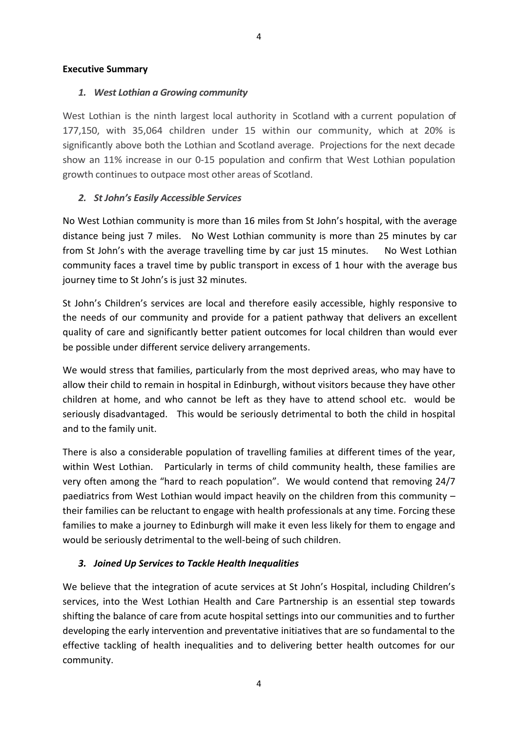**Executive Summary**

### *1. West Lothian a Growing community*

West Lothian is the ninth largest local authority in Scotland with a current population of 177,150, with 35,064 children under 15 within our community, which at 20% is significantly above both the Lothian and Scotland average. Projections for the next decade show an 11% increase in our 0-15 population and confirm that West Lothian population growth continues to outpace most other areas of Scotland.

### *2. St John's Easily Accessible Services*

No West Lothian community is more than 16 miles from St John's hospital, with the average distance being just 7 miles. No West Lothian community is more than 25 minutes by car from St John's with the average travelling time by car just 15 minutes. No West Lothian community faces a travel time by public transport in excess of 1 hour with the average bus journey time to St John's is just 32 minutes.

St John's Children's services are local and therefore easily accessible, highly responsive to the needs of our community and provide for a patient pathway that delivers an excellent quality of care and significantly better patient outcomes for local children than would ever be possible under different service delivery arrangements.

We would stress that families, particularly from the most deprived areas, who may have to allow their child to remain in hospital in Edinburgh, without visitors because they have other children at home, and who cannot be left as they have to attend school etc. would be seriously disadvantaged. This would be seriously detrimental to both the child in hospital and to the family unit.

There is also a considerable population of travelling families at different times of the year, within West Lothian. Particularly in terms of child community health, these families are very often among the "hard to reach population". We would contend that removing 24/7 paediatrics from West Lothian would impact heavily on the children from this community – their families can be reluctant to engage with health professionals at any time. Forcing these families to make a journey to Edinburgh will make it even less likely for them to engage and would be seriously detrimental to the well-being of such children.

### *3. Joined Up Services to Tackle Health Inequalities*

We believe that the integration of acute services at St John's Hospital, including Children's services, into the West Lothian Health and Care Partnership is an essential step towards shifting the balance of care from acute hospital settings into our communities and to further developing the early intervention and preventative initiatives that are so fundamental to the effective tackling of health inequalities and to delivering better health outcomes for our community.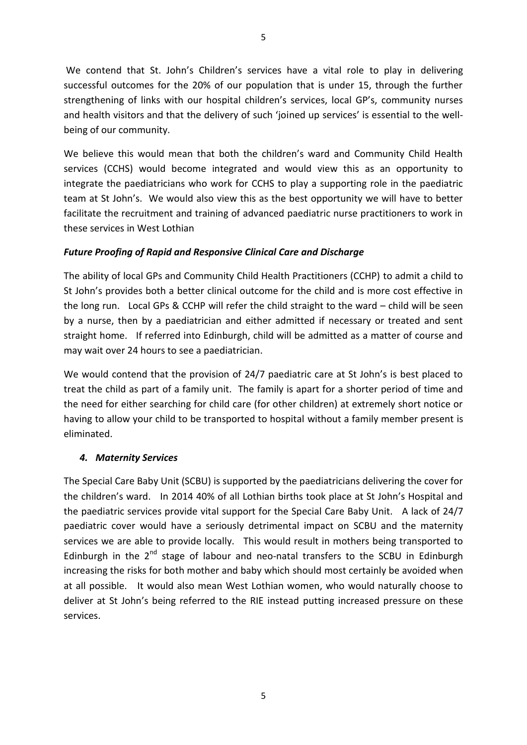We contend that St. John's Children's services have a vital role to play in delivering successful outcomes for the 20% of our population that is under 15, through the further strengthening of links with our hospital children's services, local GP's, community nurses and health visitors and that the delivery of such 'joined up services' is essential to the well-being of our community.

We believe this would mean that both the children's ward and Community Child Health services (CCHS) would become integrated and would view this as an opportunity to integrate the paediatricians who work for CCHS to play a supporting role in the paediatric team at St John's. We would also view this as the best opportunity we will have to better facilitate the recruitment and training of advanced paediatric nurse practitioners to work in these services in West Lothian

***Future Proofing of Rapid and Responsive Clinical Care and Discharge***

The ability of local GPs and Community Child Health Practitioners (CCHP) to admit a child to St John's provides both a better clinical outcome for the child and is more cost effective in the long run. Local GPs & CCHP will refer the child straight to the ward – child will be seen by a nurse, then by a paediatrician and either admitted if necessary or treated and sent straight home. If referred into Edinburgh, child will be admitted as a matter of course and may wait over 24 hours to see a paediatrician.

We would contend that the provision of 24/7 paediatric care at St John's is best placed to treat the child as part of a family unit. The family is apart for a shorter period of time and the need for either searching for child care (for other children) at extremely short notice or having to allow your child to be transported to hospital without a family member present is eliminated.

### *4. Maternity Services*

The Special Care Baby Unit (SCBU) is supported by the paediatricians delivering the cover for the children's ward. In 2014 40% of all Lothian births took place at St John's Hospital and the paediatric services provide vital support for the Special Care Baby Unit. A lack of 24/7 paediatric cover would have a seriously detrimental impact on SCBU and the maternity services we are able to provide locally. This would result in mothers being transported to Edinburgh in the 2nd stage of labour and neo-natal transfers to the SCBU in Edinburgh increasing the risks for both mother and baby which should most certainly be avoided when at all possible. It would also mean West Lothian women, who would naturally choose to deliver at St John's being referred to the RIE instead putting increased pressure on these services.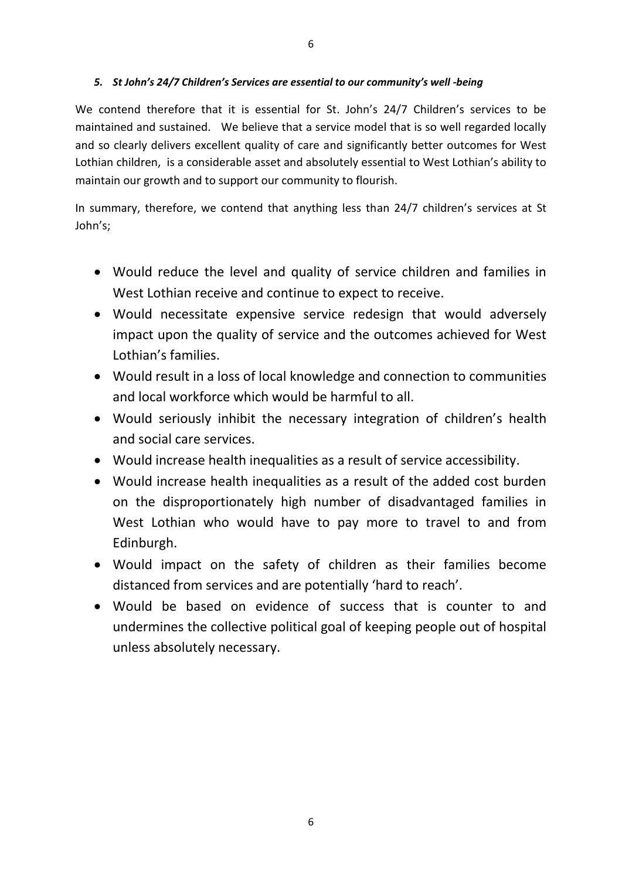### *5. St John's 24/7 Children's Services are essential to our community's well -being*

We contend therefore that it is essential for St. John's 24/7 Children's services to be maintained and sustained. We believe that a service model that is so well regarded locally and so clearly delivers excellent quality of care and significantly better outcomes for West Lothian children, is a considerable asset and absolutely essential to West Lothian's ability to maintain our growth and to support our community to flourish.

In summary, therefore, we contend that anything less than 24/7 children's services at St John's;

- Would reduce the level and quality of service children and families in West Lothian receive and continue to expect to receive.
- Would necessitate expensive service redesign that would adversely impact upon the quality of service and the outcomes achieved for West Lothian's families.
- Would result in a loss of local knowledge and connection to communities and local workforce which would be harmful to all.
- Would seriously inhibit the necessary integration of children's health and social care services.
- Would increase health inequalities as a result of service accessibility.
- Would increase health inequalities as a result of the added cost burden on the disproportionately high number of disadvantaged families in West Lothian who would have to pay more to travel to and from Edinburgh.
- Would impact on the safety of children as their families become distanced from services and are potentially 'hard to reach'.
- Would be based on evidence of success that is counter to and undermines the collective political goal of keeping people out of hospital unless absolutely necessary.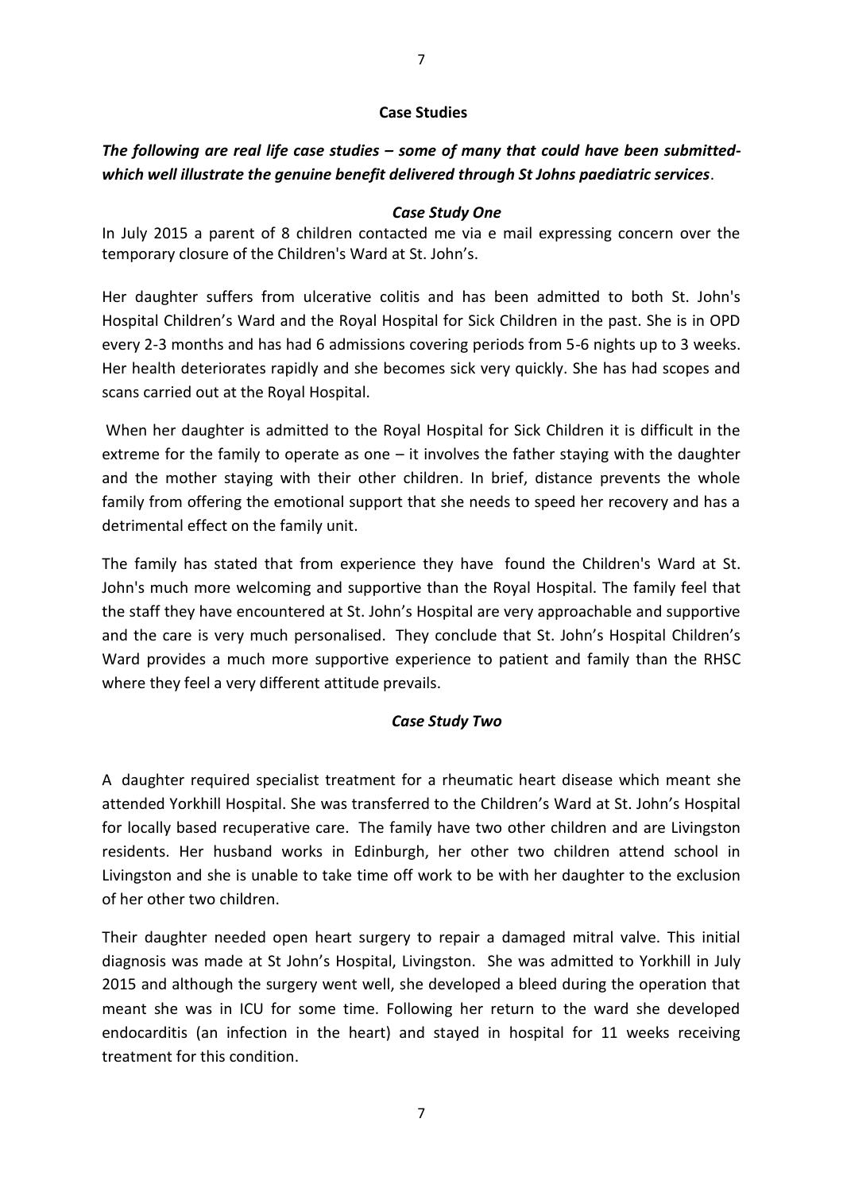## Case Studies

***The following are real life case studies – some of many that could have been submitted-which well illustrate the genuine benefit delivered through St Johns paediatric services***.

### *Case Study One*

In July 2015 a parent of 8 children contacted me via e mail expressing concern over the temporary closure of the Children's Ward at St. John's.

Her daughter suffers from ulcerative colitis and has been admitted to both St. John's Hospital Children's Ward and the Royal Hospital for Sick Children in the past. She is in OPD every 2-3 months and has had 6 admissions covering periods from 5-6 nights up to 3 weeks. Her health deteriorates rapidly and she becomes sick very quickly. She has had scopes and scans carried out at the Royal Hospital.

When her daughter is admitted to the Royal Hospital for Sick Children it is difficult in the extreme for the family to operate as one – it involves the father staying with the daughter and the mother staying with their other children. In brief, distance prevents the whole family from offering the emotional support that she needs to speed her recovery and has a detrimental effect on the family unit.

The family has stated that from experience they have found the Children's Ward at St. John's much more welcoming and supportive than the Royal Hospital. The family feel that the staff they have encountered at St. John's Hospital are very approachable and supportive and the care is very much personalised. They conclude that St. John's Hospital Children's Ward provides a much more supportive experience to patient and family than the RHSC where they feel a very different attitude prevails.

### *Case Study Two*

A daughter required specialist treatment for a rheumatic heart disease which meant she attended Yorkhill Hospital. She was transferred to the Children's Ward at St. John's Hospital for locally based recuperative care. The family have two other children and are Livingston residents. Her husband works in Edinburgh, her other two children attend school in Livingston and she is unable to take time off work to be with her daughter to the exclusion of her other two children.

Their daughter needed open heart surgery to repair a damaged mitral valve. This initial diagnosis was made at St John's Hospital, Livingston. She was admitted to Yorkhill in July 2015 and although the surgery went well, she developed a bleed during the operation that meant she was in ICU for some time. Following her return to the ward she developed endocarditis (an infection in the heart) and stayed in hospital for 11 weeks receiving treatment for this condition.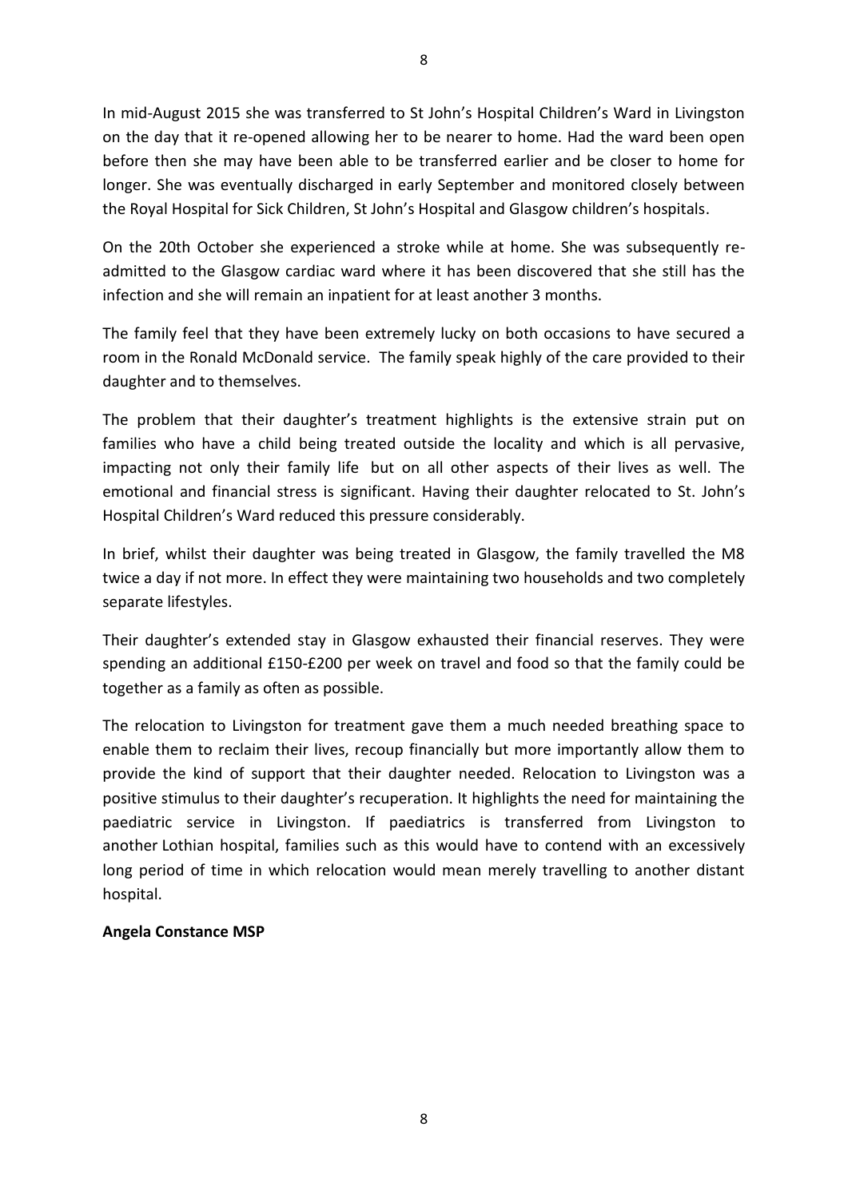In mid-August 2015 she was transferred to St John's Hospital Children's Ward in Livingston on the day that it re-opened allowing her to be nearer to home. Had the ward been open before then she may have been able to be transferred earlier and be closer to home for longer. She was eventually discharged in early September and monitored closely between the Royal Hospital for Sick Children, St John's Hospital and Glasgow children's hospitals.

On the 20th October she experienced a stroke while at home. She was subsequently re-admitted to the Glasgow cardiac ward where it has been discovered that she still has the infection and she will remain an inpatient for at least another 3 months.

The family feel that they have been extremely lucky on both occasions to have secured a room in the Ronald McDonald service. The family speak highly of the care provided to their daughter and to themselves.

The problem that their daughter's treatment highlights is the extensive strain put on families who have a child being treated outside the locality and which is all pervasive, impacting not only their family life but on all other aspects of their lives as well. The emotional and financial stress is significant. Having their daughter relocated to St. John's Hospital Children's Ward reduced this pressure considerably.

In brief, whilst their daughter was being treated in Glasgow, the family travelled the M8 twice a day if not more. In effect they were maintaining two households and two completely separate lifestyles.

Their daughter's extended stay in Glasgow exhausted their financial reserves. They were spending an additional £150-£200 per week on travel and food so that the family could be together as a family as often as possible.

The relocation to Livingston for treatment gave them a much needed breathing space to enable them to reclaim their lives, recoup financially but more importantly allow them to provide the kind of support that their daughter needed. Relocation to Livingston was a positive stimulus to their daughter's recuperation. It highlights the need for maintaining the paediatric service in Livingston. If paediatrics is transferred from Livingston to another Lothian hospital, families such as this would have to contend with an excessively long period of time in which relocation would mean merely travelling to another distant hospital.

**Angela Constance MSP**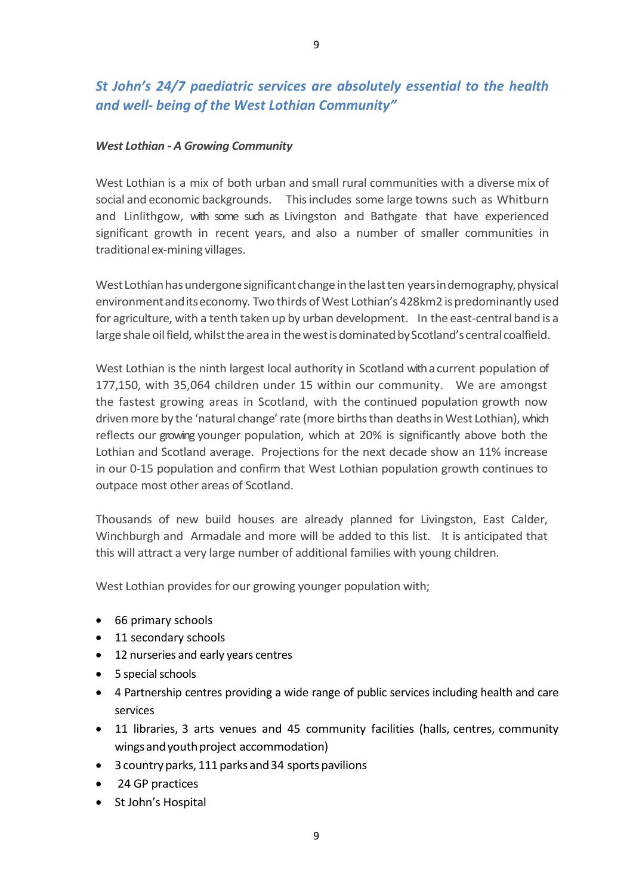***St John's 24/7 paediatric services are absolutely essential to the health and well- being of the West Lothian Community"***

***West Lothian - A Growing Community***

West Lothian is a mix of both urban and small rural communities with a diverse mix of social and economic backgrounds. This includes some large towns such as Whitburn and Linlithgow, with some such as Livingston and Bathgate that have experienced significant growth in recent years, and also a number of smaller communities in traditional ex-mining villages.

West Lothian has undergone significant change in the last ten years in demography, physical environment and its economy. Two thirds of West Lothian's 428km2 is predominantly used for agriculture, with a tenth taken up by urban development. In the east-central band is a large shale oil field, whilst the area in the west is dominated by Scotland's central coalfield.

West Lothian is the ninth largest local authority in Scotland with a current population of 177,150, with 35,064 children under 15 within our community. We are amongst the fastest growing areas in Scotland, with the continued population growth now driven more by the 'natural change' rate (more births than deaths in West Lothian), which reflects our growing younger population, which at 20% is significantly above both the Lothian and Scotland average. Projections for the next decade show an 11% increase in our 0-15 population and confirm that West Lothian population growth continues to outpace most other areas of Scotland.

Thousands of new build houses are already planned for Livingston, East Calder, Winchburgh and Armadale and more will be added to this list. It is anticipated that this will attract a very large number of additional families with young children.

West Lothian provides for our growing younger population with;

- 66 primary schools
- 11 secondary schools
- 12 nurseries and early years centres
- 5 special schools
- 4 Partnership centres providing a wide range of public services including health and care services
- 11 libraries, 3 arts venues and 45 community facilities (halls, centres, community wings and youth project accommodation)
- 3 country parks, 111 parks and 34 sports pavilions
- 24 GP practices
- St John's Hospital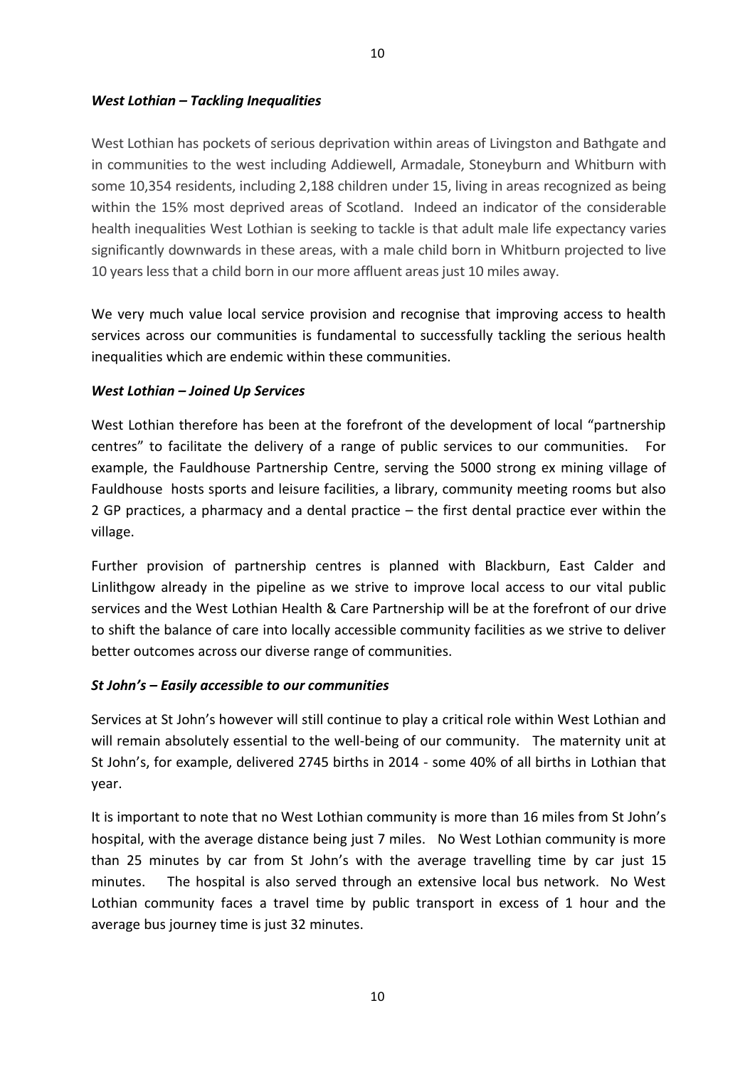### *West Lothian – Tackling Inequalities*

West Lothian has pockets of serious deprivation within areas of Livingston and Bathgate and in communities to the west including Addiewell, Armadale, Stoneyburn and Whitburn with some 10,354 residents, including 2,188 children under 15, living in areas recognized as being within the 15% most deprived areas of Scotland. Indeed an indicator of the considerable health inequalities West Lothian is seeking to tackle is that adult male life expectancy varies significantly downwards in these areas, with a male child born in Whitburn projected to live 10 years less that a child born in our more affluent areas just 10 miles away.

We very much value local service provision and recognise that improving access to health services across our communities is fundamental to successfully tackling the serious health inequalities which are endemic within these communities.

### *West Lothian – Joined Up Services*

West Lothian therefore has been at the forefront of the development of local "partnership centres" to facilitate the delivery of a range of public services to our communities. For example, the Fauldhouse Partnership Centre, serving the 5000 strong ex mining village of Fauldhouse hosts sports and leisure facilities, a library, community meeting rooms but also 2 GP practices, a pharmacy and a dental practice – the first dental practice ever within the village.

Further provision of partnership centres is planned with Blackburn, East Calder and Linlithgow already in the pipeline as we strive to improve local access to our vital public services and the West Lothian Health & Care Partnership will be at the forefront of our drive to shift the balance of care into locally accessible community facilities as we strive to deliver better outcomes across our diverse range of communities.

### *St John's – Easily accessible to our communities*

Services at St John's however will still continue to play a critical role within West Lothian and will remain absolutely essential to the well-being of our community. The maternity unit at St John's, for example, delivered 2745 births in 2014 - some 40% of all births in Lothian that year.

It is important to note that no West Lothian community is more than 16 miles from St John's hospital, with the average distance being just 7 miles. No West Lothian community is more than 25 minutes by car from St John's with the average travelling time by car just 15 minutes. The hospital is also served through an extensive local bus network. No West Lothian community faces a travel time by public transport in excess of 1 hour and the average bus journey time is just 32 minutes.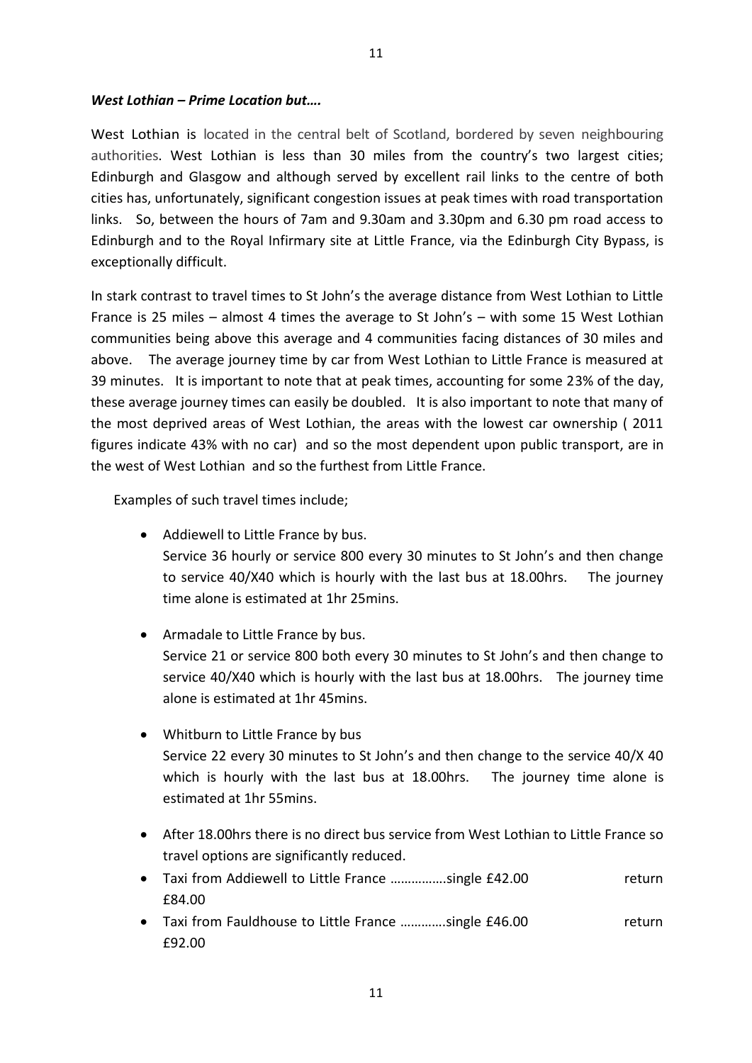***West Lothian – Prime Location but….***

West Lothian is located in the central belt of Scotland, bordered by seven neighbouring authorities. West Lothian is less than 30 miles from the country's two largest cities; Edinburgh and Glasgow and although served by excellent rail links to the centre of both cities has, unfortunately, significant congestion issues at peak times with road transportation links. So, between the hours of 7am and 9.30am and 3.30pm and 6.30 pm road access to Edinburgh and to the Royal Infirmary site at Little France, via the Edinburgh City Bypass, is exceptionally difficult.

In stark contrast to travel times to St John's the average distance from West Lothian to Little France is 25 miles – almost 4 times the average to St John's – with some 15 West Lothian communities being above this average and 4 communities facing distances of 30 miles and above. The average journey time by car from West Lothian to Little France is measured at 39 minutes. It is important to note that at peak times, accounting for some 23% of the day, these average journey times can easily be doubled. It is also important to note that many of the most deprived areas of West Lothian, the areas with the lowest car ownership ( 2011 figures indicate 43% with no car) and so the most dependent upon public transport, are in the west of West Lothian and so the furthest from Little France.

Examples of such travel times include;

- Addiewell to Little France by bus.
  Service 36 hourly or service 800 every 30 minutes to St John's and then change to service 40/X40 which is hourly with the last bus at 18.00hrs. The journey time alone is estimated at 1hr 25mins.
- Armadale to Little France by bus.
  Service 21 or service 800 both every 30 minutes to St John's and then change to service 40/X40 which is hourly with the last bus at 18.00hrs. The journey time alone is estimated at 1hr 45mins.
- Whitburn to Little France by bus
  Service 22 every 30 minutes to St John's and then change to the service 40/X 40 which is hourly with the last bus at 18.00hrs. The journey time alone is estimated at 1hr 55mins.
- After 18.00hrs there is no direct bus service from West Lothian to Little France so travel options are significantly reduced.
- Taxi from Addiewell to Little France …………….single £42.00 return £84.00
- Taxi from Fauldhouse to Little France ………….single £46.00 return £92.00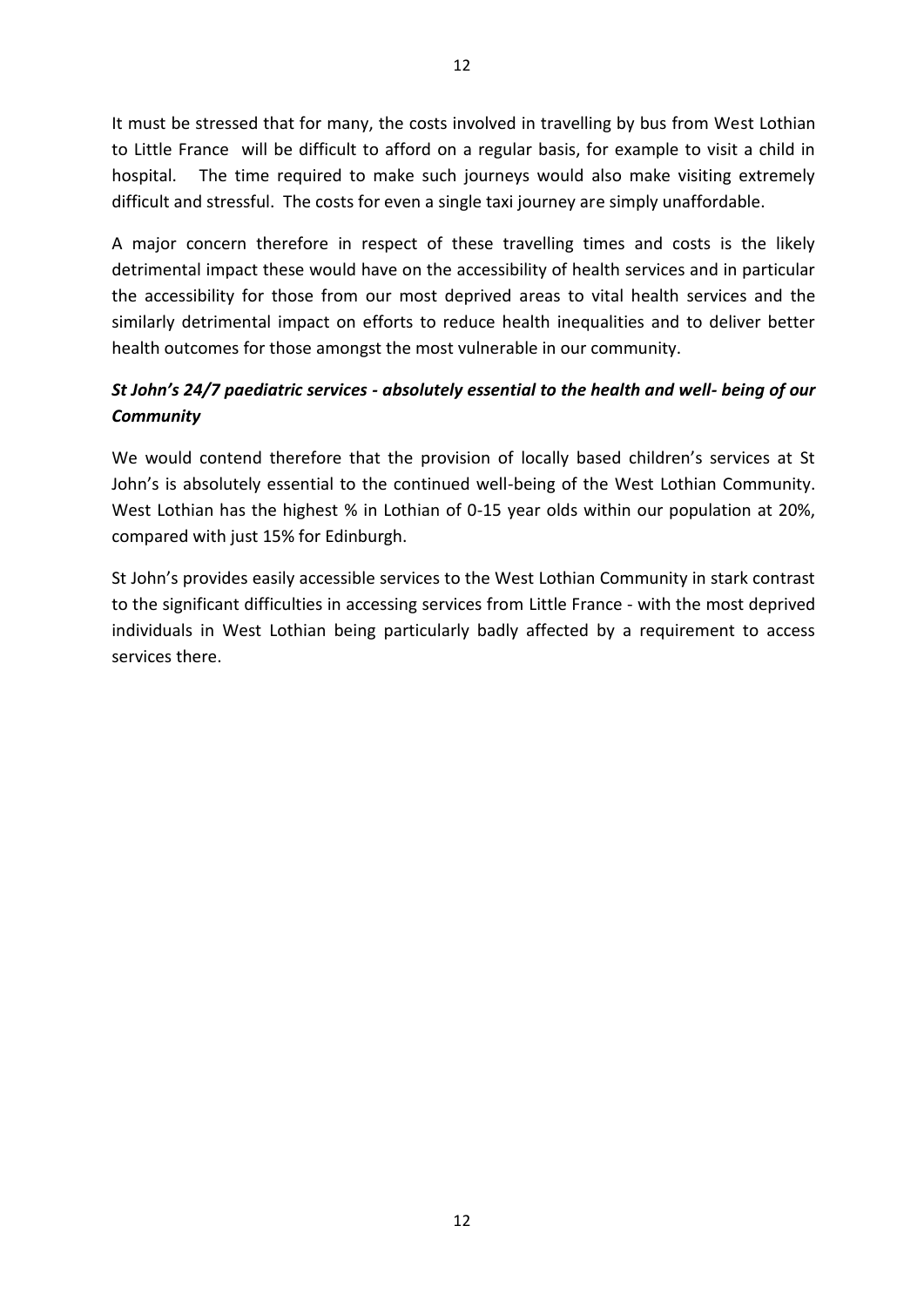It must be stressed that for many, the costs involved in travelling by bus from West Lothian to Little France will be difficult to afford on a regular basis, for example to visit a child in hospital. The time required to make such journeys would also make visiting extremely difficult and stressful. The costs for even a single taxi journey are simply unaffordable.

A major concern therefore in respect of these travelling times and costs is the likely detrimental impact these would have on the accessibility of health services and in particular the accessibility for those from our most deprived areas to vital health services and the similarly detrimental impact on efforts to reduce health inequalities and to deliver better health outcomes for those amongst the most vulnerable in our community.

***St John's 24/7 paediatric services - absolutely essential to the health and well- being of our Community***

We would contend therefore that the provision of locally based children's services at St John's is absolutely essential to the continued well-being of the West Lothian Community. West Lothian has the highest % in Lothian of 0-15 year olds within our population at 20%, compared with just 15% for Edinburgh.

St John's provides easily accessible services to the West Lothian Community in stark contrast to the significant difficulties in accessing services from Little France - with the most deprived individuals in West Lothian being particularly badly affected by a requirement to access services there.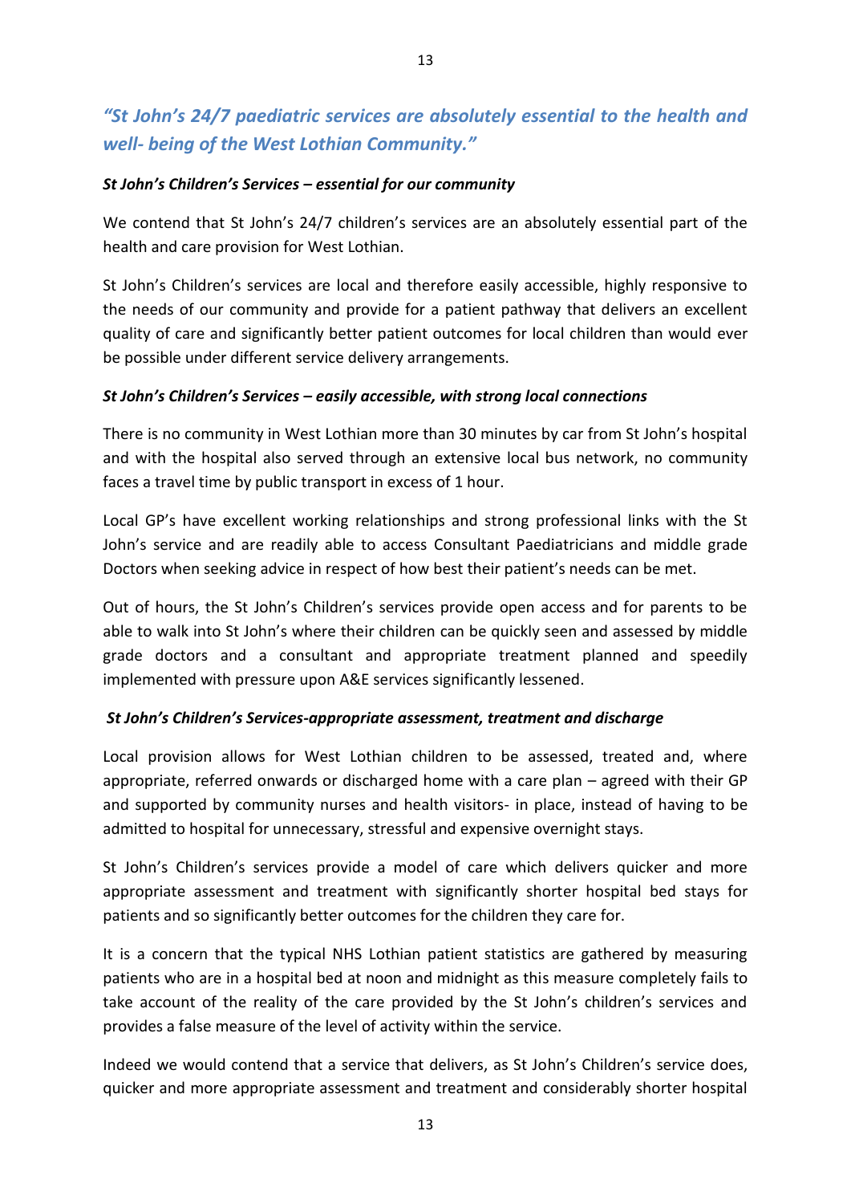## *"St John's 24/7 paediatric services are absolutely essential to the health and well- being of the West Lothian Community."*

***St John's Children's Services – essential for our community***

We contend that St John's 24/7 children's services are an absolutely essential part of the health and care provision for West Lothian.

St John's Children's services are local and therefore easily accessible, highly responsive to the needs of our community and provide for a patient pathway that delivers an excellent quality of care and significantly better patient outcomes for local children than would ever be possible under different service delivery arrangements.

***St John's Children's Services – easily accessible, with strong local connections***

There is no community in West Lothian more than 30 minutes by car from St John's hospital and with the hospital also served through an extensive local bus network, no community faces a travel time by public transport in excess of 1 hour.

Local GP's have excellent working relationships and strong professional links with the St John's service and are readily able to access Consultant Paediatricians and middle grade Doctors when seeking advice in respect of how best their patient's needs can be met.

Out of hours, the St John's Children's services provide open access and for parents to be able to walk into St John's where their children can be quickly seen and assessed by middle grade doctors and a consultant and appropriate treatment planned and speedily implemented with pressure upon A&E services significantly lessened.

***St John's Children's Services-appropriate assessment, treatment and discharge***

Local provision allows for West Lothian children to be assessed, treated and, where appropriate, referred onwards or discharged home with a care plan – agreed with their GP and supported by community nurses and health visitors- in place, instead of having to be admitted to hospital for unnecessary, stressful and expensive overnight stays.

St John's Children's services provide a model of care which delivers quicker and more appropriate assessment and treatment with significantly shorter hospital bed stays for patients and so significantly better outcomes for the children they care for.

It is a concern that the typical NHS Lothian patient statistics are gathered by measuring patients who are in a hospital bed at noon and midnight as this measure completely fails to take account of the reality of the care provided by the St John's children's services and provides a false measure of the level of activity within the service.

Indeed we would contend that a service that delivers, as St John's Children's service does, quicker and more appropriate assessment and treatment and considerably shorter hospital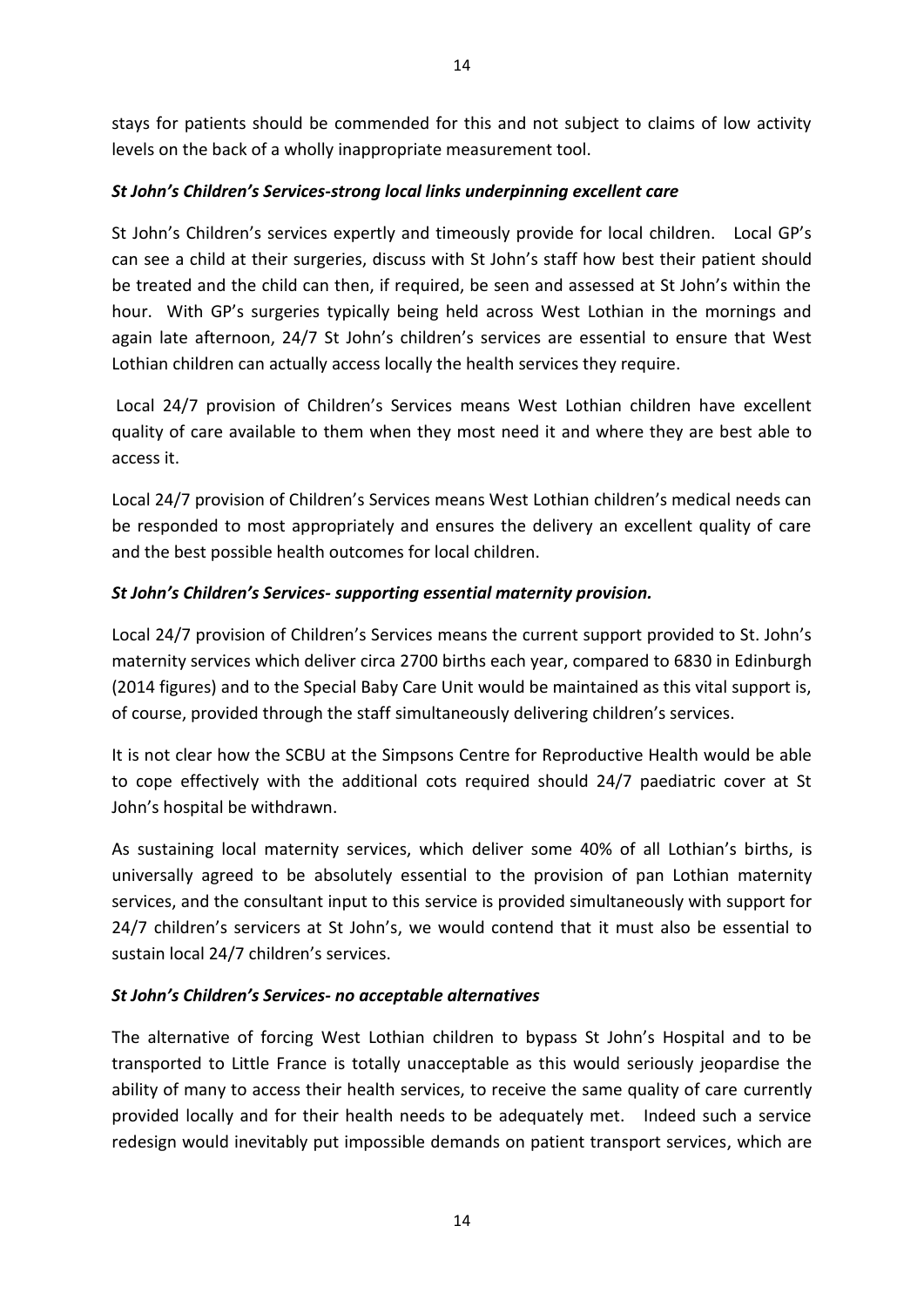stays for patients should be commended for this and not subject to claims of low activity levels on the back of a wholly inappropriate measurement tool.

***St John's Children's Services-strong local links underpinning excellent care***

St John's Children's services expertly and timeously provide for local children. Local GP's can see a child at their surgeries, discuss with St John's staff how best their patient should be treated and the child can then, if required, be seen and assessed at St John's within the hour. With GP's surgeries typically being held across West Lothian in the mornings and again late afternoon, 24/7 St John's children's services are essential to ensure that West Lothian children can actually access locally the health services they require.

Local 24/7 provision of Children's Services means West Lothian children have excellent quality of care available to them when they most need it and where they are best able to access it.

Local 24/7 provision of Children's Services means West Lothian children's medical needs can be responded to most appropriately and ensures the delivery an excellent quality of care and the best possible health outcomes for local children.

***St John's Children's Services- supporting essential maternity provision.***

Local 24/7 provision of Children's Services means the current support provided to St. John's maternity services which deliver circa 2700 births each year, compared to 6830 in Edinburgh (2014 figures) and to the Special Baby Care Unit would be maintained as this vital support is, of course, provided through the staff simultaneously delivering children's services.

It is not clear how the SCBU at the Simpsons Centre for Reproductive Health would be able to cope effectively with the additional cots required should 24/7 paediatric cover at St John's hospital be withdrawn.

As sustaining local maternity services, which deliver some 40% of all Lothian's births, is universally agreed to be absolutely essential to the provision of pan Lothian maternity services, and the consultant input to this service is provided simultaneously with support for 24/7 children's servicers at St John's, we would contend that it must also be essential to sustain local 24/7 children's services.

***St John's Children's Services- no acceptable alternatives***

The alternative of forcing West Lothian children to bypass St John's Hospital and to be transported to Little France is totally unacceptable as this would seriously jeopardise the ability of many to access their health services, to receive the same quality of care currently provided locally and for their health needs to be adequately met. Indeed such a service redesign would inevitably put impossible demands on patient transport services, which are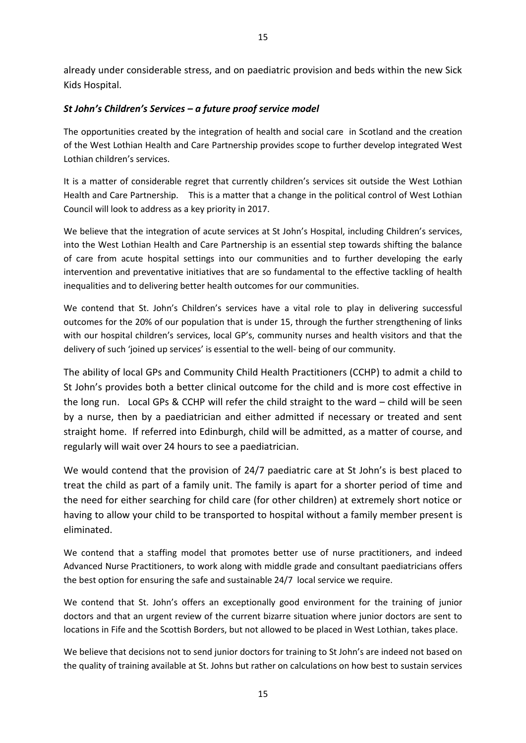already under considerable stress, and on paediatric provision and beds within the new Sick Kids Hospital.

### *St John's Children's Services – a future proof service model*

The opportunities created by the integration of health and social care in Scotland and the creation of the West Lothian Health and Care Partnership provides scope to further develop integrated West Lothian children's services.

It is a matter of considerable regret that currently children's services sit outside the West Lothian Health and Care Partnership. This is a matter that a change in the political control of West Lothian Council will look to address as a key priority in 2017.

We believe that the integration of acute services at St John's Hospital, including Children's services, into the West Lothian Health and Care Partnership is an essential step towards shifting the balance of care from acute hospital settings into our communities and to further developing the early intervention and preventative initiatives that are so fundamental to the effective tackling of health inequalities and to delivering better health outcomes for our communities.

We contend that St. John's Children's services have a vital role to play in delivering successful outcomes for the 20% of our population that is under 15, through the further strengthening of links with our hospital children's services, local GP's, community nurses and health visitors and that the delivery of such 'joined up services' is essential to the well- being of our community.

The ability of local GPs and Community Child Health Practitioners (CCHP) to admit a child to St John's provides both a better clinical outcome for the child and is more cost effective in the long run. Local GPs & CCHP will refer the child straight to the ward – child will be seen by a nurse, then by a paediatrician and either admitted if necessary or treated and sent straight home. If referred into Edinburgh, child will be admitted, as a matter of course, and regularly will wait over 24 hours to see a paediatrician.

We would contend that the provision of 24/7 paediatric care at St John's is best placed to treat the child as part of a family unit. The family is apart for a shorter period of time and the need for either searching for child care (for other children) at extremely short notice or having to allow your child to be transported to hospital without a family member present is eliminated.

We contend that a staffing model that promotes better use of nurse practitioners, and indeed Advanced Nurse Practitioners, to work along with middle grade and consultant paediatricians offers the best option for ensuring the safe and sustainable 24/7 local service we require.

We contend that St. John's offers an exceptionally good environment for the training of junior doctors and that an urgent review of the current bizarre situation where junior doctors are sent to locations in Fife and the Scottish Borders, but not allowed to be placed in West Lothian, takes place.

We believe that decisions not to send junior doctors for training to St John's are indeed not based on the quality of training available at St. Johns but rather on calculations on how best to sustain services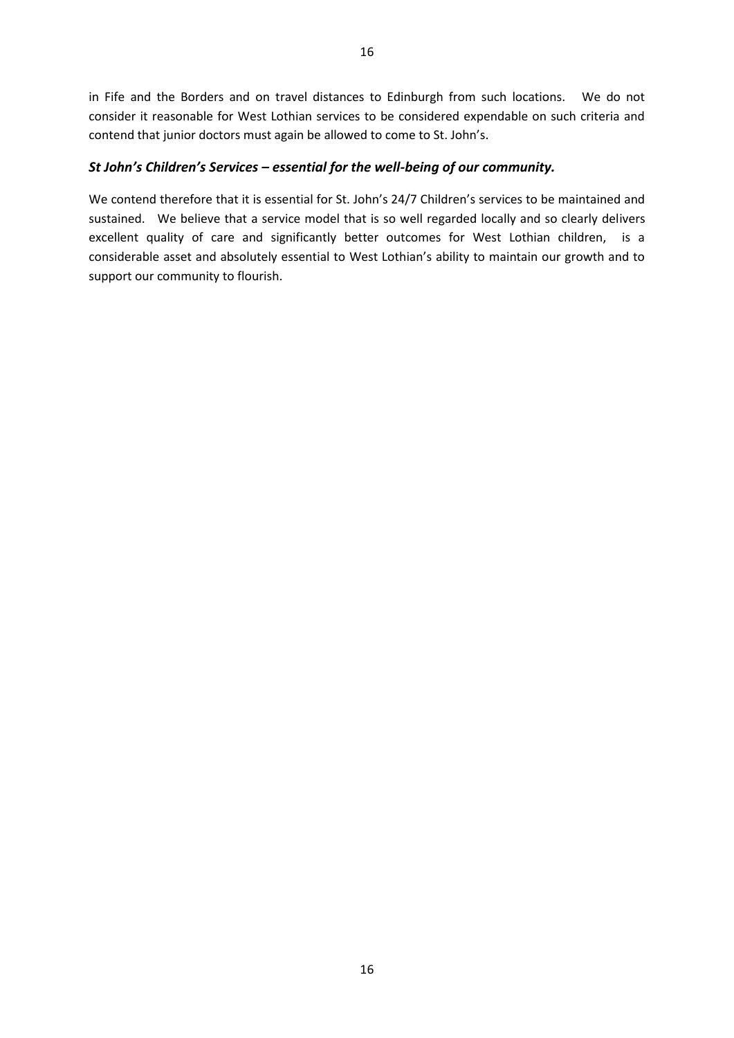in Fife and the Borders and on travel distances to Edinburgh from such locations. We do not consider it reasonable for West Lothian services to be considered expendable on such criteria and contend that junior doctors must again be allowed to come to St. John's.

### *St John's Children's Services – essential for the well-being of our community.*

We contend therefore that it is essential for St. John's 24/7 Children's services to be maintained and sustained. We believe that a service model that is so well regarded locally and so clearly delivers excellent quality of care and significantly better outcomes for West Lothian children, is a considerable asset and absolutely essential to West Lothian's ability to maintain our growth and to support our community to flourish.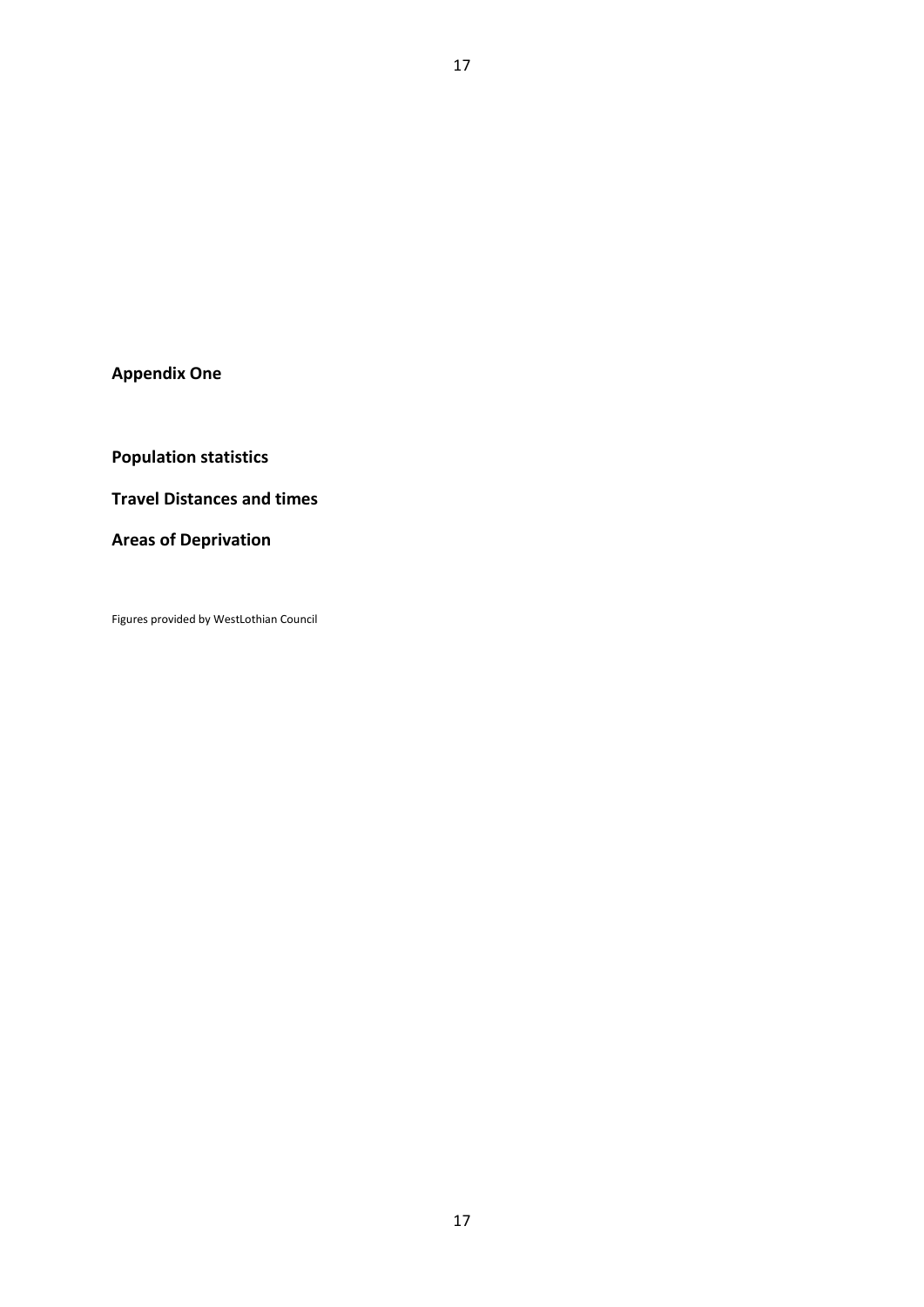## Appendix One

**Population statistics**

**Travel Distances and times**

**Areas of Deprivation**

Figures provided by WestLothian Council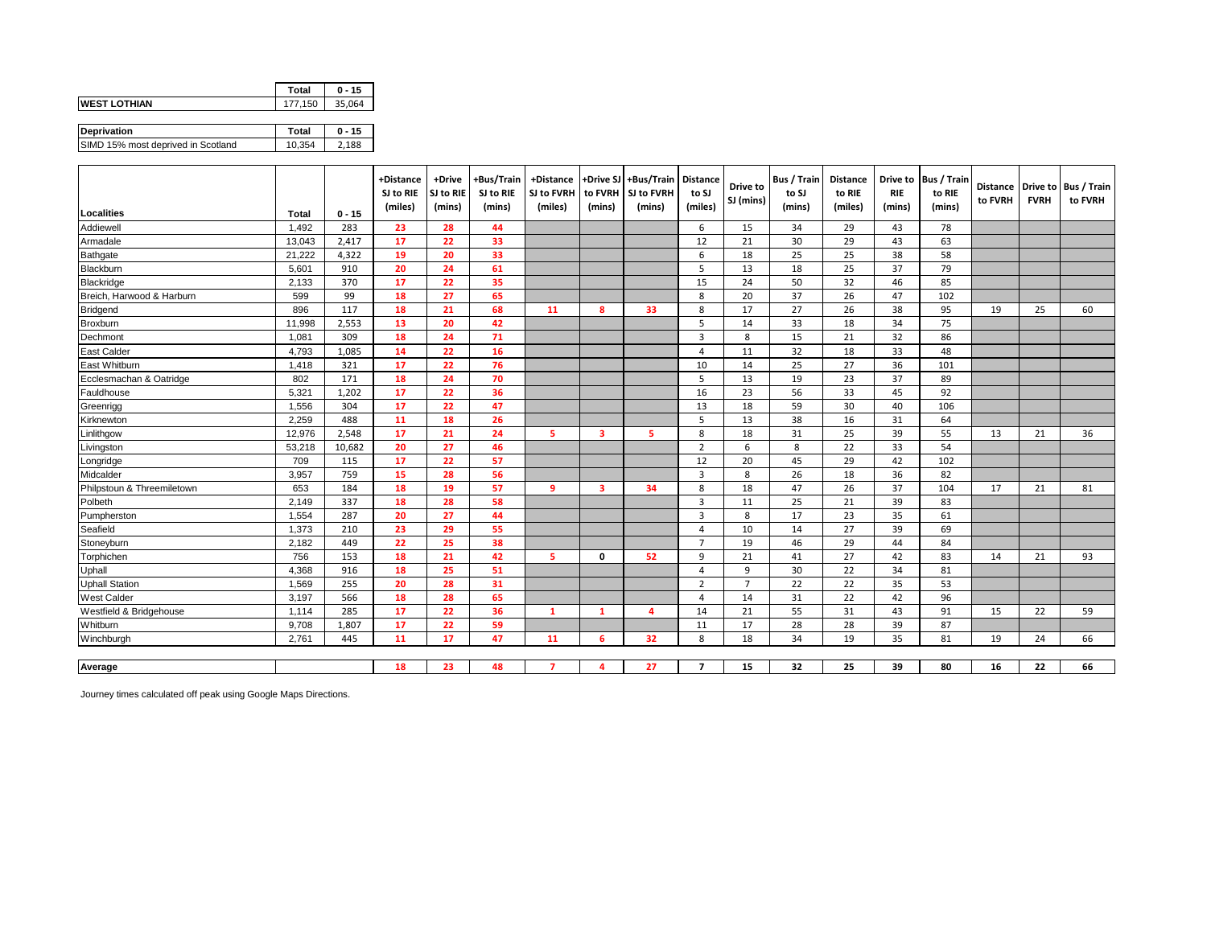| | Total | 0 - 15 |
|---|---|---|
| **WEST LOTHIAN** | 177,150 | 35,064 |

| Deprivation | Total | 0 - 15 |
|---|---|---|
| SIMD 15% most deprived in Scotland | 10,354 | 2,188 |

| Localities | Total | 0 - 15 | +Distance SJ to RIE (miles) | +Drive SJ to RIE (mins) | +Bus/Train SJ to RIE (mins) | +Distance SJ to FVRH (miles) | +Drive SJ to FVRH (mins) | +Bus/Train SJ to FVRH (mins) | Distance to SJ (miles) | Drive to SJ (mins) | Bus / Train to SJ (mins) | Distance to RIE (miles) | Drive to RIE (mins) | Bus / Train to RIE (mins) | Distance to FVRH | Drive to FVRH | Bus / Train to FVRH |
|---|---|---|---|---|---|---|---|---|---|---|---|---|---|---|---|---|---|
| Addiewell | 1,492 | 283 | 23 | 28 | 44 | | | | 6 | 15 | 34 | 29 | 43 | 78 | | | |
| Armadale | 13,043 | 2,417 | 17 | 22 | 33 | | | | 12 | 21 | 30 | 29 | 43 | 63 | | | |
| Bathgate | 21,222 | 4,322 | 19 | 20 | 33 | | | | 6 | 18 | 25 | 25 | 38 | 58 | | | |
| Blackburn | 5,601 | 910 | 20 | 24 | 61 | | | | 5 | 13 | 18 | 25 | 37 | 79 | | | |
| Blackridge | 2,133 | 370 | 17 | 22 | 35 | | | | 15 | 24 | 50 | 32 | 46 | 85 | | | |
| Breich, Harwood & Harburn | 599 | 99 | 18 | 27 | 65 | | | | 8 | 20 | 37 | 26 | 47 | 102 | | | |
| Bridgend | 896 | 117 | 18 | 21 | 68 | 11 | 8 | 33 | 8 | 17 | 27 | 26 | 38 | 95 | 19 | 25 | 60 |
| Broxburn | 11,998 | 2,553 | 13 | 20 | 42 | | | | 5 | 14 | 33 | 18 | 34 | 75 | | | |
| Dechmont | 1,081 | 309 | 18 | 24 | 71 | | | | 3 | 8 | 15 | 21 | 32 | 86 | | | |
| East Calder | 4,793 | 1,085 | 14 | 22 | 16 | | | | 4 | 11 | 32 | 18 | 33 | 48 | | | |
| East Whitburn | 1,418 | 321 | 17 | 22 | 76 | | | | 10 | 14 | 25 | 27 | 36 | 101 | | | |
| Ecclesmachan & Oatridge | 802 | 171 | 18 | 24 | 70 | | | | 5 | 13 | 19 | 23 | 37 | 89 | | | |
| Fauldhouse | 5,321 | 1,202 | 17 | 22 | 36 | | | | 16 | 23 | 56 | 33 | 45 | 92 | | | |
| Greenrigg | 1,556 | 304 | 17 | 22 | 47 | | | | 13 | 18 | 59 | 30 | 40 | 106 | | | |
| Kirknewton | 2,259 | 488 | 11 | 18 | 26 | | | | 5 | 13 | 38 | 16 | 31 | 64 | | | |
| Linlithgow | 12,976 | 2,548 | 17 | 21 | 24 | 5 | 3 | 5 | 8 | 18 | 31 | 25 | 39 | 55 | 13 | 21 | 36 |
| Livingston | 53,218 | 10,682 | 20 | 27 | 46 | | | | 2 | 6 | 8 | 22 | 33 | 54 | | | |
| Longridge | 709 | 115 | 17 | 22 | 57 | | | | 12 | 20 | 45 | 29 | 42 | 102 | | | |
| Midcalder | 3,957 | 759 | 15 | 28 | 56 | | | | 3 | 8 | 26 | 18 | 36 | 82 | | | |
| Philpstoun & Threemiletown | 653 | 184 | 18 | 19 | 57 | 9 | 3 | 34 | 8 | 18 | 47 | 26 | 37 | 104 | 17 | 21 | 81 |
| Polbeth | 2,149 | 337 | 18 | 28 | 58 | | | | 3 | 11 | 25 | 21 | 39 | 83 | | | |
| Pumpherston | 1,554 | 287 | 20 | 27 | 44 | | | | 3 | 8 | 17 | 23 | 35 | 61 | | | |
| Seafield | 1,373 | 210 | 23 | 29 | 55 | | | | 4 | 10 | 14 | 27 | 39 | 69 | | | |
| Stoneyburn | 2,182 | 449 | 22 | 25 | 38 | | | | 7 | 19 | 46 | 29 | 44 | 84 | | | |
| Torphichen | 756 | 153 | 18 | 21 | 42 | 5 | 0 | 52 | 9 | 21 | 41 | 27 | 42 | 83 | 14 | 21 | 93 |
| Uphall | 4,368 | 916 | 18 | 25 | 51 | | | | 4 | 9 | 30 | 22 | 34 | 81 | | | |
| Uphall Station | 1,569 | 255 | 20 | 28 | 31 | | | | 2 | 7 | 22 | 22 | 35 | 53 | | | |
| West Calder | 3,197 | 566 | 18 | 28 | 65 | | | | 4 | 14 | 31 | 22 | 42 | 96 | | | |
| Westfield & Bridgehouse | 1,114 | 285 | 17 | 22 | 36 | 1 | 1 | 4 | 14 | 21 | 55 | 31 | 43 | 91 | 15 | 22 | 59 |
| Whitburn | 9,708 | 1,807 | 17 | 22 | 59 | | | | 11 | 17 | 28 | 28 | 39 | 87 | | | |
| Winchburgh | 2,761 | 445 | 11 | 17 | 47 | 11 | 6 | 32 | 8 | 18 | 34 | 19 | 35 | 81 | 19 | 24 | 66 |
| **Average** | | | 18 | 23 | 48 | 7 | 4 | 27 | 7 | 15 | 32 | 25 | 39 | 80 | 16 | 22 | 66 |

Journey times calculated off peak using Google Maps Directions.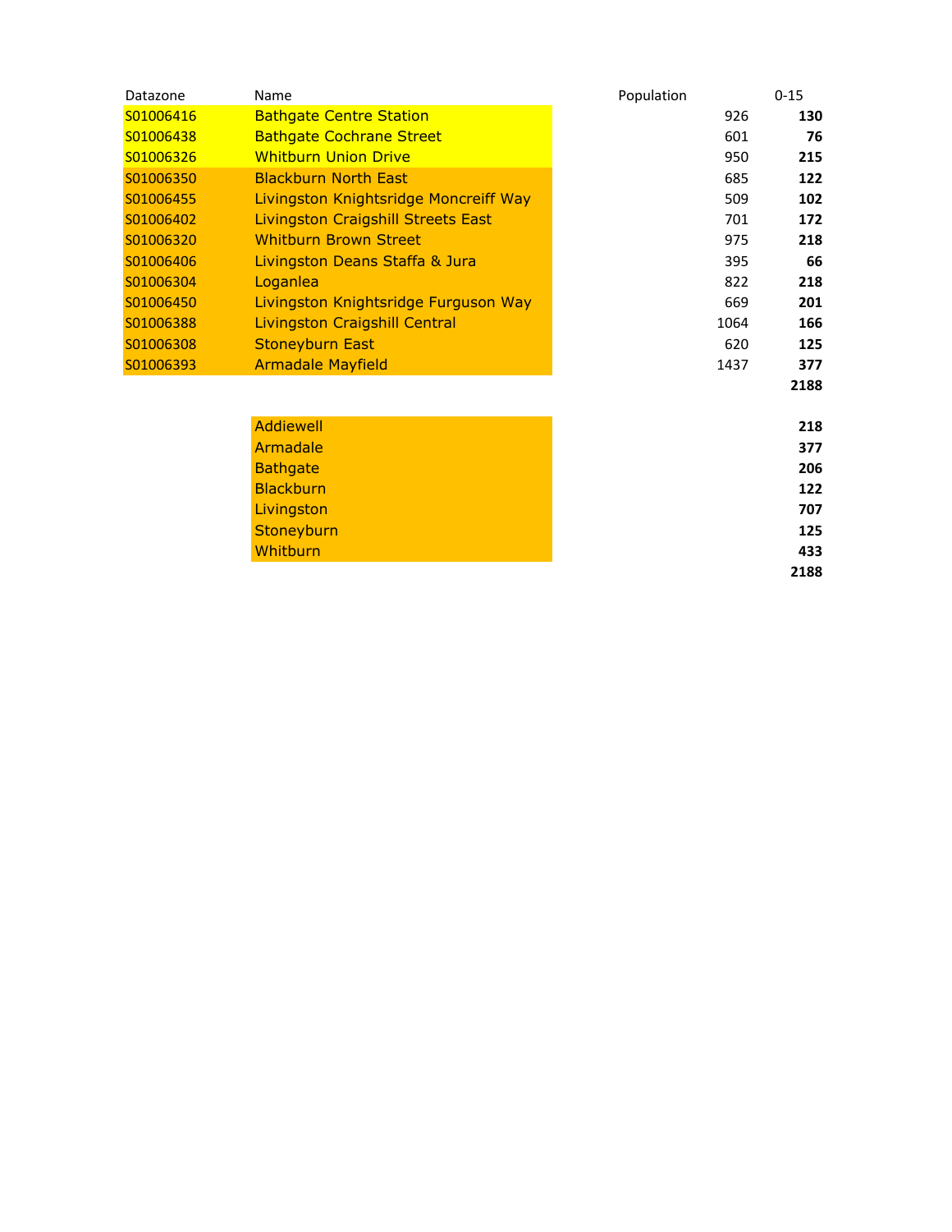| Datazone | Name | Population | 0-15 |
|---|---|---|---|
| S01006416 | Bathgate Centre Station | 926 | **130** |
| S01006438 | Bathgate Cochrane Street | 601 | **76** |
| S01006326 | Whitburn Union Drive | 950 | **215** |
| S01006350 | Blackburn North East | 685 | **122** |
| S01006455 | Livingston Knightsridge Moncreiff Way | 509 | **102** |
| S01006402 | Livingston Craigshill Streets East | 701 | **172** |
| S01006320 | Whitburn Brown Street | 975 | **218** |
| S01006406 | Livingston Deans Staffa & Jura | 395 | **66** |
| S01006304 | Loganlea | 822 | **218** |
| S01006450 | Livingston Knightsridge Furguson Way | 669 | **201** |
| S01006388 | Livingston Craigshill Central | 1064 | **166** |
| S01006308 | Stoneyburn East | 620 | **125** |
| S01006393 | Armadale Mayfield | 1437 | **377** |
| | | | **2188** |

| | |
|---|---|
| Addiewell | **218** |
| Armadale | **377** |
| Bathgate | **206** |
| Blackburn | **122** |
| Livingston | **707** |
| Stoneyburn | **125** |
| Whitburn | **433** |
| | **2188** |